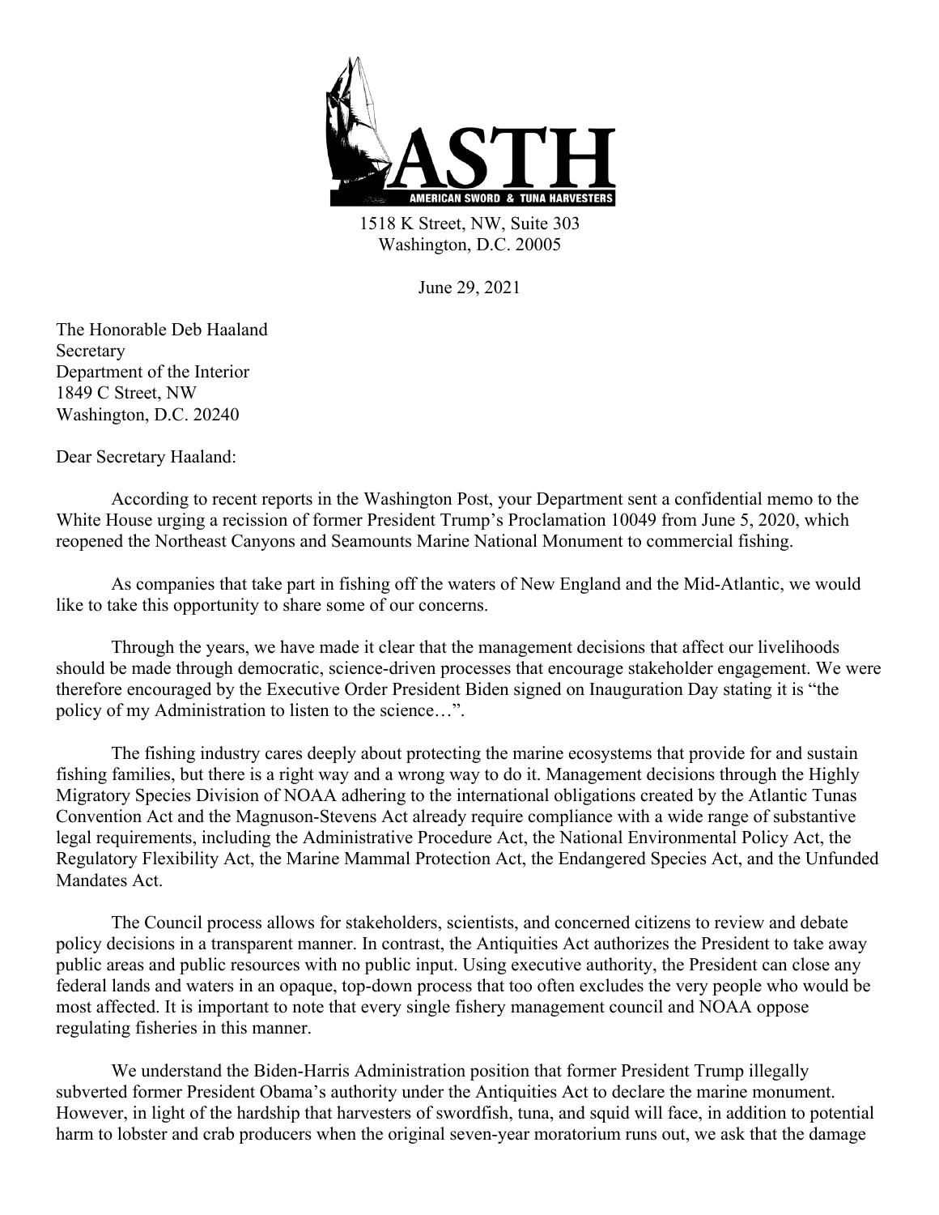ASTH

AMERICAN SWORD & TUNA HARVESTERS

1518 K Street, NW, Suite 303
Washington, D.C. 20005

June 29, 2021

The Honorable Deb Haaland
Secretary
Department of the Interior
1849 C Street, NW
Washington, D.C. 20240

Dear Secretary Haaland:

According to recent reports in the Washington Post, your Department sent a confidential memo to the White House urging a recission of former President Trump's Proclamation 10049 from June 5, 2020, which reopened the Northeast Canyons and Seamounts Marine National Monument to commercial fishing.

As companies that take part in fishing off the waters of New England and the Mid-Atlantic, we would like to take this opportunity to share some of our concerns.

Through the years, we have made it clear that the management decisions that affect our livelihoods should be made through democratic, science-driven processes that encourage stakeholder engagement. We were therefore encouraged by the Executive Order President Biden signed on Inauguration Day stating it is "the policy of my Administration to listen to the science…".

The fishing industry cares deeply about protecting the marine ecosystems that provide for and sustain fishing families, but there is a right way and a wrong way to do it. Management decisions through the Highly Migratory Species Division of NOAA adhering to the international obligations created by the Atlantic Tunas Convention Act and the Magnuson-Stevens Act already require compliance with a wide range of substantive legal requirements, including the Administrative Procedure Act, the National Environmental Policy Act, the Regulatory Flexibility Act, the Marine Mammal Protection Act, the Endangered Species Act, and the Unfunded Mandates Act.

The Council process allows for stakeholders, scientists, and concerned citizens to review and debate policy decisions in a transparent manner. In contrast, the Antiquities Act authorizes the President to take away public areas and public resources with no public input. Using executive authority, the President can close any federal lands and waters in an opaque, top-down process that too often excludes the very people who would be most affected. It is important to note that every single fishery management council and NOAA oppose regulating fisheries in this manner.

We understand the Biden-Harris Administration position that former President Trump illegally subverted former President Obama's authority under the Antiquities Act to declare the marine monument. However, in light of the hardship that harvesters of swordfish, tuna, and squid will face, in addition to potential harm to lobster and crab producers when the original seven-year moratorium runs out, we ask that the damage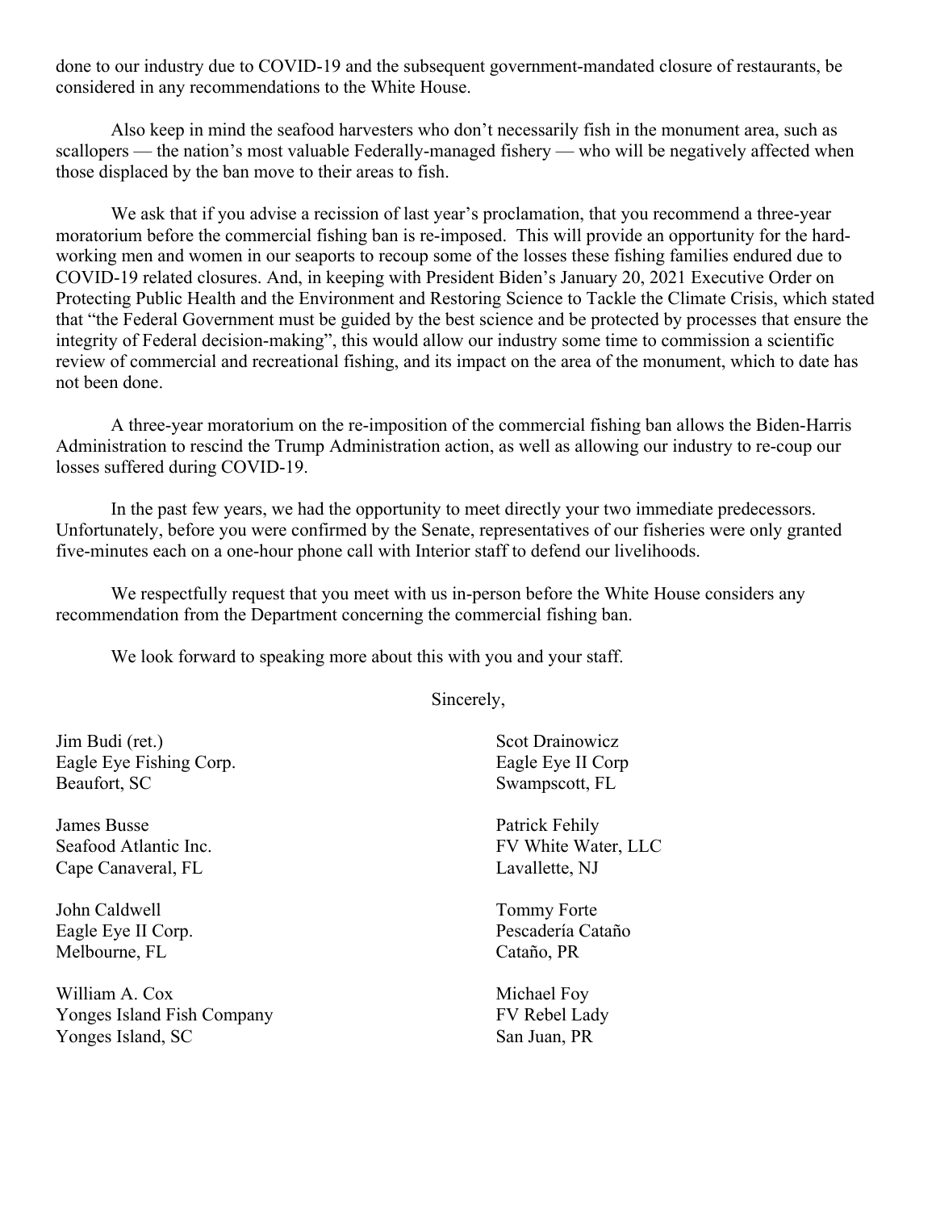done to our industry due to COVID-19 and the subsequent government-mandated closure of restaurants, be considered in any recommendations to the White House.

Also keep in mind the seafood harvesters who don't necessarily fish in the monument area, such as scallopers — the nation's most valuable Federally-managed fishery — who will be negatively affected when those displaced by the ban move to their areas to fish.

We ask that if you advise a recission of last year's proclamation, that you recommend a three-year moratorium before the commercial fishing ban is re-imposed. This will provide an opportunity for the hard-working men and women in our seaports to recoup some of the losses these fishing families endured due to COVID-19 related closures. And, in keeping with President Biden's January 20, 2021 Executive Order on Protecting Public Health and the Environment and Restoring Science to Tackle the Climate Crisis, which stated that "the Federal Government must be guided by the best science and be protected by processes that ensure the integrity of Federal decision-making", this would allow our industry some time to commission a scientific review of commercial and recreational fishing, and its impact on the area of the monument, which to date has not been done.

A three-year moratorium on the re-imposition of the commercial fishing ban allows the Biden-Harris Administration to rescind the Trump Administration action, as well as allowing our industry to re-coup our losses suffered during COVID-19.

In the past few years, we had the opportunity to meet directly your two immediate predecessors. Unfortunately, before you were confirmed by the Senate, representatives of our fisheries were only granted five-minutes each on a one-hour phone call with Interior staff to defend our livelihoods.

We respectfully request that you meet with us in-person before the White House considers any recommendation from the Department concerning the commercial fishing ban.

We look forward to speaking more about this with you and your staff.

Sincerely,

Jim Budi (ret.)
Eagle Eye Fishing Corp.
Beaufort, SC

James Busse
Seafood Atlantic Inc.
Cape Canaveral, FL

John Caldwell
Eagle Eye II Corp.
Melbourne, FL

William A. Cox
Yonges Island Fish Company
Yonges Island, SC

Scot Drainowicz
Eagle Eye II Corp
Swampscott, FL

Patrick Fehily
FV White Water, LLC
Lavallette, NJ

Tommy Forte
Pescadería Cataño
Cataño, PR

Michael Foy
FV Rebel Lady
San Juan, PR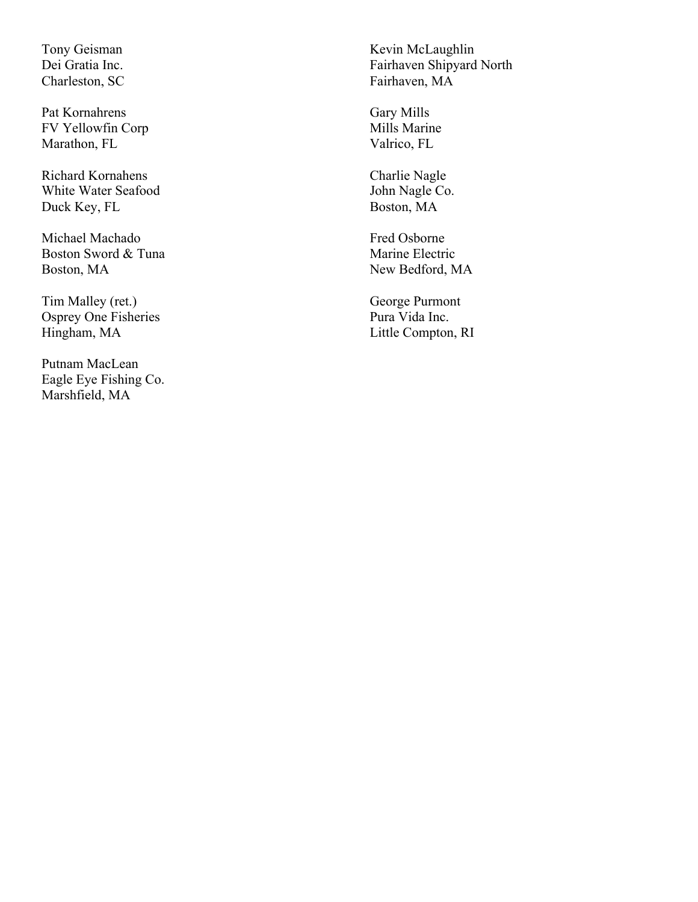Tony Geisman
Dei Gratia Inc.
Charleston, SC

Pat Kornahrens
FV Yellowfin Corp
Marathon, FL

Richard Kornahens
White Water Seafood
Duck Key, FL

Michael Machado
Boston Sword & Tuna
Boston, MA

Tim Malley (ret.)
Osprey One Fisheries
Hingham, MA

Putnam MacLean
Eagle Eye Fishing Co.
Marshfield, MA

Kevin McLaughlin
Fairhaven Shipyard North
Fairhaven, MA

Gary Mills
Mills Marine
Valrico, FL

Charlie Nagle
John Nagle Co.
Boston, MA

Fred Osborne
Marine Electric
New Bedford, MA

George Purmont
Pura Vida Inc.
Little Compton, RI